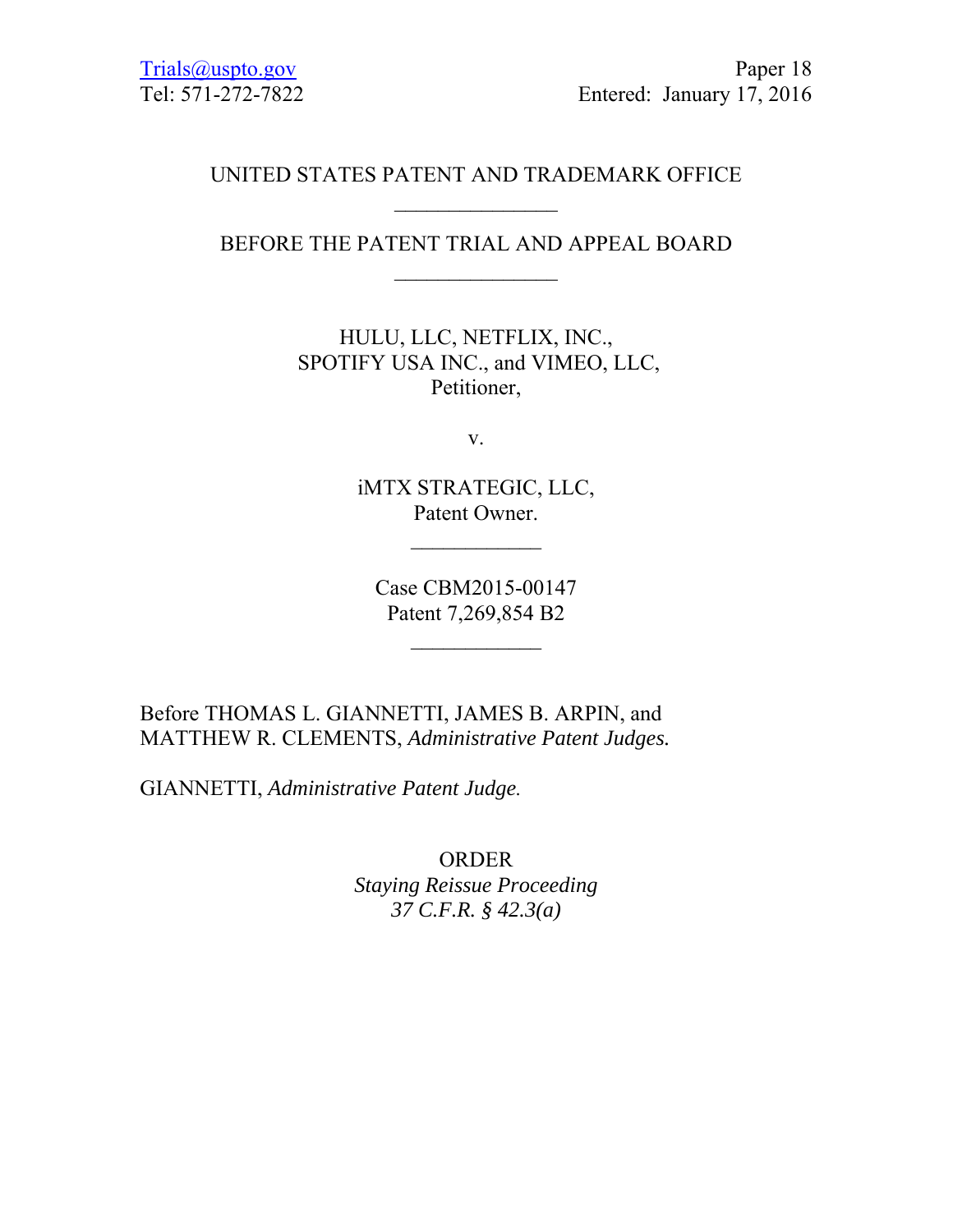Trials@uspto.gov
Tel: 571-272-7822

Paper 18
Entered: January 17, 2016

UNITED STATES PATENT AND TRADEMARK OFFICE

---

BEFORE THE PATENT TRIAL AND APPEAL BOARD

---

HULU, LLC, NETFLIX, INC.,
SPOTIFY USA INC., and VIMEO, LLC,
Petitioner,

v.

iMTX STRATEGIC, LLC,
Patent Owner.

---

Case CBM2015-00147
Patent 7,269,854 B2

---

Before THOMAS L. GIANNETTI, JAMES B. ARPIN, and MATTHEW R. CLEMENTS, *Administrative Patent Judges.*

GIANNETTI, *Administrative Patent Judge.*

ORDER
*Staying Reissue Proceeding*
*37 C.F.R. § 42.3(a)*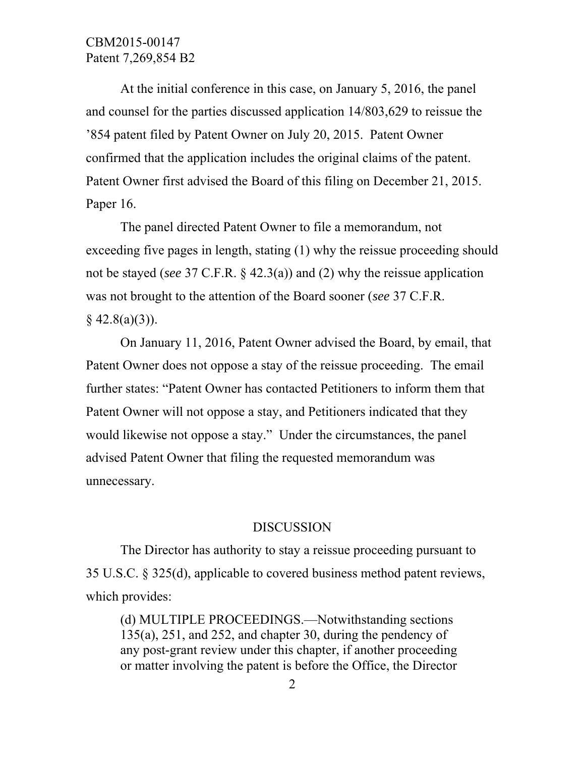At the initial conference in this case, on January 5, 2016, the panel and counsel for the parties discussed application 14/803,629 to reissue the '854 patent filed by Patent Owner on July 20, 2015. Patent Owner confirmed that the application includes the original claims of the patent. Patent Owner first advised the Board of this filing on December 21, 2015. Paper 16.

The panel directed Patent Owner to file a memorandum, not exceeding five pages in length, stating (1) why the reissue proceeding should not be stayed (*see* 37 C.F.R. § 42.3(a)) and (2) why the reissue application was not brought to the attention of the Board sooner (*see* 37 C.F.R. § 42.8(a)(3)).

On January 11, 2016, Patent Owner advised the Board, by email, that Patent Owner does not oppose a stay of the reissue proceeding. The email further states: "Patent Owner has contacted Petitioners to inform them that Patent Owner will not oppose a stay, and Petitioners indicated that they would likewise not oppose a stay." Under the circumstances, the panel advised Patent Owner that filing the requested memorandum was unnecessary.

## DISCUSSION

The Director has authority to stay a reissue proceeding pursuant to 35 U.S.C. § 325(d), applicable to covered business method patent reviews, which provides:

> (d) MULTIPLE PROCEEDINGS.—Notwithstanding sections 135(a), 251, and 252, and chapter 30, during the pendency of any post-grant review under this chapter, if another proceeding or matter involving the patent is before the Office, the Director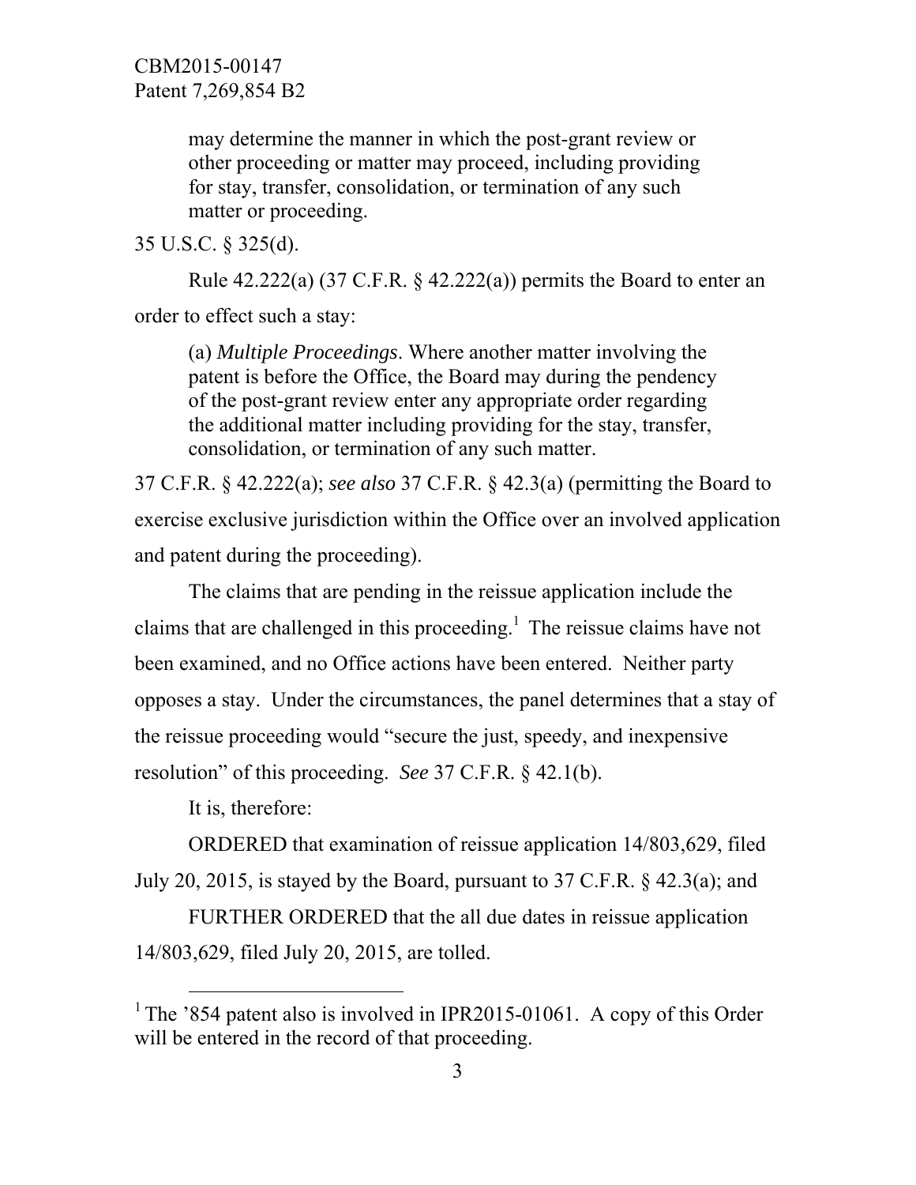> may determine the manner in which the post-grant review or other proceeding or matter may proceed, including providing for stay, transfer, consolidation, or termination of any such matter or proceeding.

35 U.S.C. § 325(d).

Rule 42.222(a) (37 C.F.R. § 42.222(a)) permits the Board to enter an order to effect such a stay:

> (a) *Multiple Proceedings*. Where another matter involving the patent is before the Office, the Board may during the pendency of the post-grant review enter any appropriate order regarding the additional matter including providing for the stay, transfer, consolidation, or termination of any such matter.

37 C.F.R. § 42.222(a); *see also* 37 C.F.R. § 42.3(a) (permitting the Board to exercise exclusive jurisdiction within the Office over an involved application and patent during the proceeding).

The claims that are pending in the reissue application include the claims that are challenged in this proceeding.[1] The reissue claims have not been examined, and no Office actions have been entered. Neither party opposes a stay. Under the circumstances, the panel determines that a stay of the reissue proceeding would "secure the just, speedy, and inexpensive resolution" of this proceeding. *See* 37 C.F.R. § 42.1(b).

It is, therefore:

ORDERED that examination of reissue application 14/803,629, filed July 20, 2015, is stayed by the Board, pursuant to 37 C.F.R. § 42.3(a); and

FURTHER ORDERED that the all due dates in reissue application 14/803,629, filed July 20, 2015, are tolled.

---

[1] The '854 patent also is involved in IPR2015-01061. A copy of this Order will be entered in the record of that proceeding.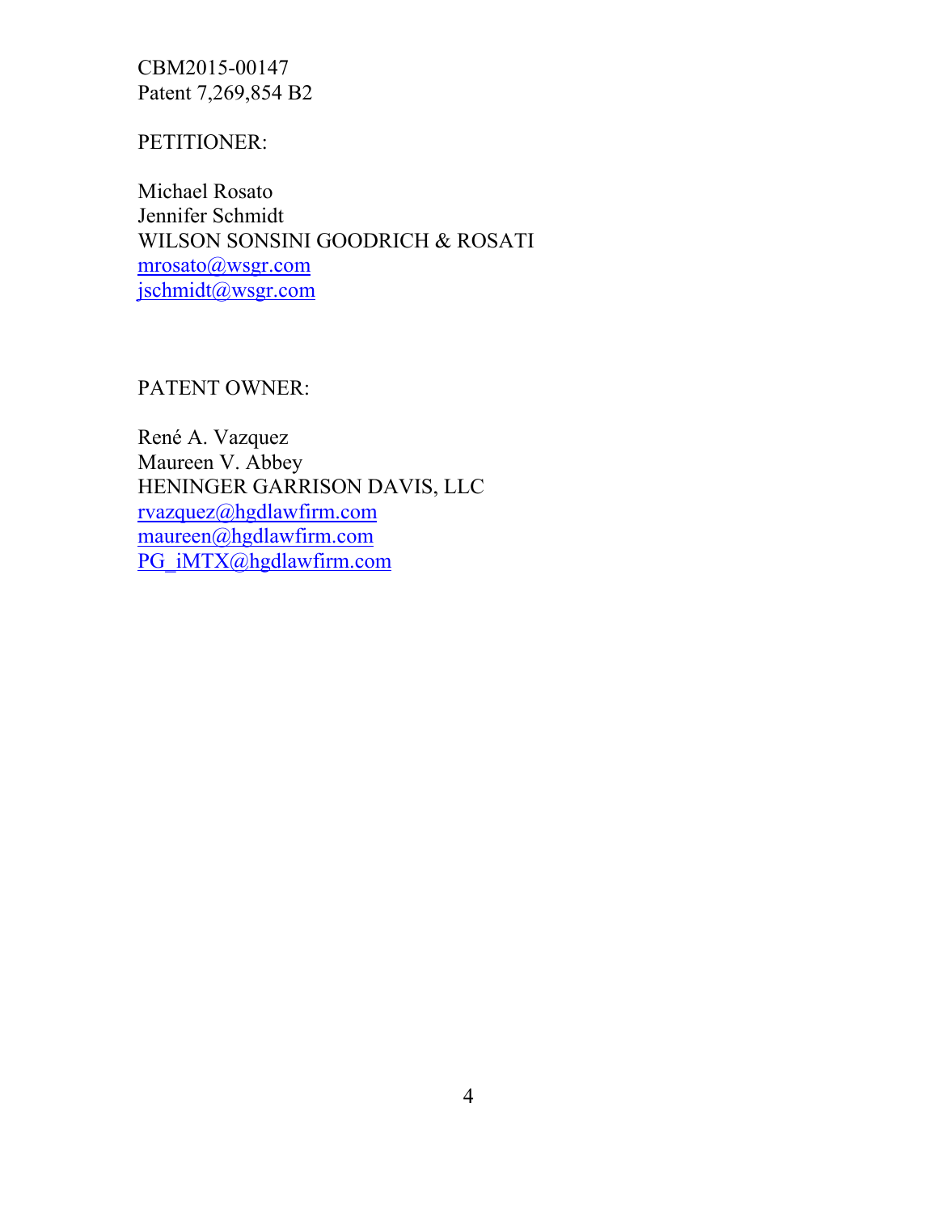PETITIONER:

Michael Rosato
Jennifer Schmidt
WILSON SONSINI GOODRICH & ROSATI
mrosato@wsgr.com
jschmidt@wsgr.com

PATENT OWNER:

René A. Vazquez
Maureen V. Abbey
HENINGER GARRISON DAVIS, LLC
rvazquez@hgdlawfirm.com
maureen@hgdlawfirm.com
PG_iMTX@hgdlawfirm.com